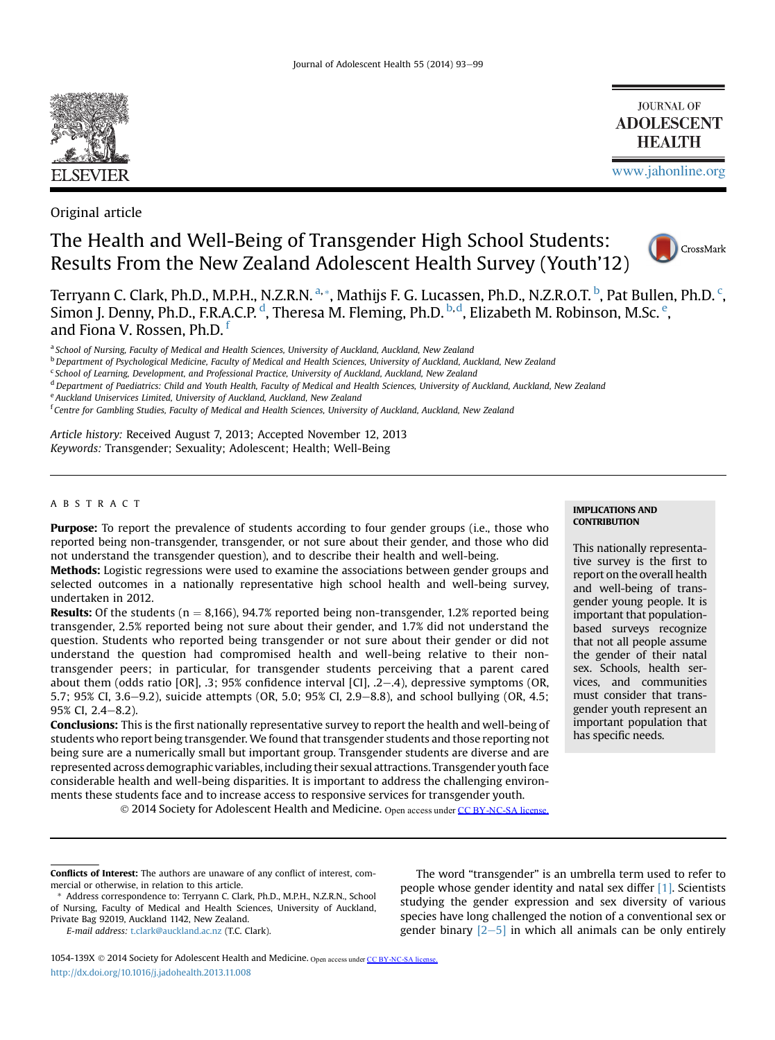Original article

# The Health and Well-Being of Transgender High School Students: Results From the New Zealand Adolescent Health Survey (Youth'12)

Terryann C. Clark, Ph.D., M.P.H., N.Z.R.N.[a,*], Mathijs F. G. Lucassen, Ph.D., N.Z.R.O.T.[b], Pat Bullen, Ph.D.[c], Simon J. Denny, Ph.D., F.R.A.C.P.[d], Theresa M. Fleming, Ph.D.[b,d], Elizabeth M. Robinson, M.Sc.[e], and Fiona V. Rossen, Ph.D.[f]

[a] School of Nursing, Faculty of Medical and Health Sciences, University of Auckland, Auckland, New Zealand
[b] Department of Psychological Medicine, Faculty of Medical and Health Sciences, University of Auckland, Auckland, New Zealand
[c] School of Learning, Development, and Professional Practice, University of Auckland, Auckland, New Zealand
[d] Department of Paediatrics: Child and Youth Health, Faculty of Medical and Health Sciences, University of Auckland, Auckland, New Zealand
[e] Auckland Uniservices Limited, University of Auckland, Auckland, New Zealand
[f] Centre for Gambling Studies, Faculty of Medical and Health Sciences, University of Auckland, Auckland, New Zealand

*Article history:* Received August 7, 2013; Accepted November 12, 2013
*Keywords:* Transgender; Sexuality; Adolescent; Health; Well-Being

## ABSTRACT

**Purpose:** To report the prevalence of students according to four gender groups (i.e., those who reported being non-transgender, transgender, or not sure about their gender, and those who did not understand the transgender question), and to describe their health and well-being.

**Methods:** Logistic regressions were used to examine the associations between gender groups and selected outcomes in a nationally representative high school health and well-being survey, undertaken in 2012.

**Results:** Of the students ($n = 8{,}166$), 94.7% reported being non-transgender, 1.2% reported being transgender, 2.5% reported being not sure about their gender, and 1.7% did not understand the question. Students who reported being transgender or not sure about their gender or did not understand the question had compromised health and well-being relative to their non-transgender peers; in particular, for transgender students perceiving that a parent cared about them (odds ratio [OR], .3; 95% confidence interval [CI], .2–.4), depressive symptoms (OR, 5.7; 95% CI, 3.6–9.2), suicide attempts (OR, 5.0; 95% CI, 2.9–8.8), and school bullying (OR, 4.5; 95% CI, 2.4–8.2).

**Conclusions:** This is the first nationally representative survey to report the health and well-being of students who report being transgender. We found that transgender students and those reporting not being sure are a numerically small but important group. Transgender students are diverse and are represented across demographic variables, including their sexual attractions. Transgender youth face considerable health and well-being disparities. It is important to address the challenging environments these students face and to increase access to responsive services for transgender youth.

© 2014 Society for Adolescent Health and Medicine. Open access under CC BY-NC-SA license.

**IMPLICATIONS AND CONTRIBUTION**

This nationally representative survey is the first to report on the overall health and well-being of transgender young people. It is important that population-based surveys recognize that not all people assume the gender of their natal sex. Schools, health services, and communities must consider that transgender youth represent an important population that has specific needs.

**Conflicts of Interest:** The authors are unaware of any conflict of interest, commercial or otherwise, in relation to this article.

\* Address correspondence to: Terryann C. Clark, Ph.D., M.P.H., N.Z.R.N., School of Nursing, Faculty of Medical and Health Sciences, University of Auckland, Private Bag 92019, Auckland 1142, New Zealand.
*E-mail address:* t.clark@auckland.ac.nz (T.C. Clark).

1054-139X © 2014 Society for Adolescent Health and Medicine. Open access under CC BY-NC-SA license.
http://dx.doi.org/10.1016/j.jadohealth.2013.11.008

The word "transgender" is an umbrella term used to refer to people whose gender identity and natal sex differ [1]. Scientists studying the gender expression and sex diversity of various species have long challenged the notion of a conventional sex or gender binary [2–5] in which all animals can be only entirely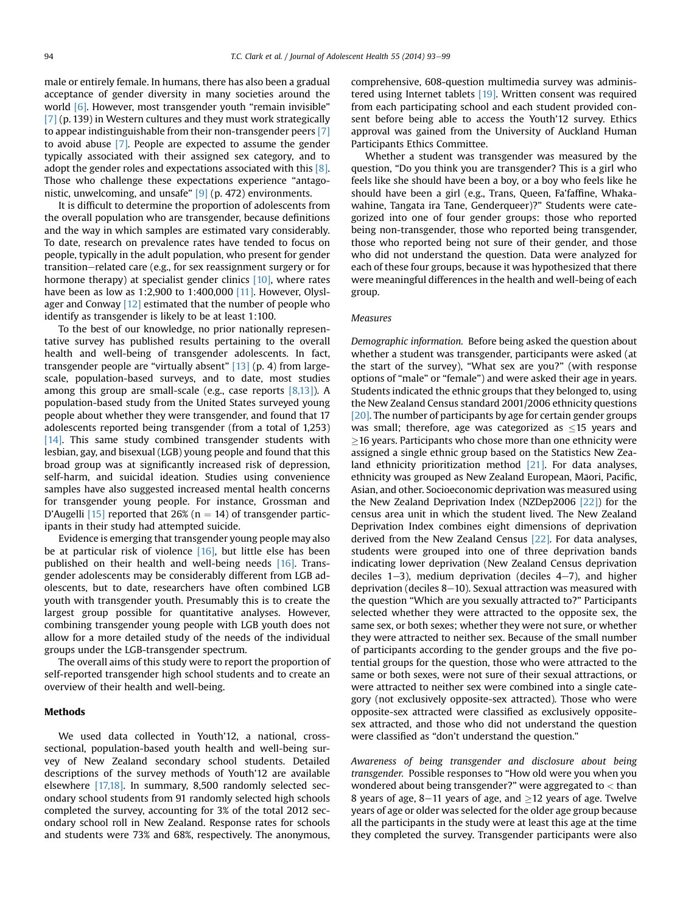male or entirely female. In humans, there has also been a gradual acceptance of gender diversity in many societies around the world [6]. However, most transgender youth "remain invisible" [7] (p. 139) in Western cultures and they must work strategically to appear indistinguishable from their non-transgender peers [7] to avoid abuse [7]. People are expected to assume the gender typically associated with their assigned sex category, and to adopt the gender roles and expectations associated with this [8]. Those who challenge these expectations experience "antagonistic, unwelcoming, and unsafe" [9] (p. 472) environments.

It is difficult to determine the proportion of adolescents from the overall population who are transgender, because definitions and the way in which samples are estimated vary considerably. To date, research on prevalence rates have tended to focus on people, typically in the adult population, who present for gender transition–related care (e.g., for sex reassignment surgery or for hormone therapy) at specialist gender clinics [10], where rates have been as low as 1:2,900 to 1:400,000 [11]. However, Olyslager and Conway [12] estimated that the number of people who identify as transgender is likely to be at least 1:100.

To the best of our knowledge, no prior nationally representative survey has published results pertaining to the overall health and well-being of transgender adolescents. In fact, transgender people are "virtually absent" [13] (p. 4) from large-scale, population-based surveys, and to date, most studies among this group are small-scale (e.g., case reports [8,13]). A population-based study from the United States surveyed young people about whether they were transgender, and found that 17 adolescents reported being transgender (from a total of 1,253) [14]. This same study combined transgender students with lesbian, gay, and bisexual (LGB) young people and found that this broad group was at significantly increased risk of depression, self-harm, and suicidal ideation. Studies using convenience samples have also suggested increased mental health concerns for transgender young people. For instance, Grossman and D'Augelli [15] reported that 26% (n = 14) of transgender participants in their study had attempted suicide.

Evidence is emerging that transgender young people may also be at particular risk of violence [16], but little else has been published on their health and well-being needs [16]. Transgender adolescents may be considerably different from LGB adolescents, but to date, researchers have often combined LGB youth with transgender youth. Presumably this is to create the largest group possible for quantitative analyses. However, combining transgender young people with LGB youth does not allow for a more detailed study of the needs of the individual groups under the LGB-transgender spectrum.

The overall aims of this study were to report the proportion of self-reported transgender high school students and to create an overview of their health and well-being.

## Methods

We used data collected in Youth'12, a national, cross-sectional, population-based youth health and well-being survey of New Zealand secondary school students. Detailed descriptions of the survey methods of Youth'12 are available elsewhere [17,18]. In summary, 8,500 randomly selected secondary school students from 91 randomly selected high schools completed the survey, accounting for 3% of the total 2012 secondary school roll in New Zealand. Response rates for schools and students were 73% and 68%, respectively. The anonymous, comprehensive, 608-question multimedia survey was administered using Internet tablets [19]. Written consent was required from each participating school and each student provided consent before being able to access the Youth'12 survey. Ethics approval was gained from the University of Auckland Human Participants Ethics Committee.

Whether a student was transgender was measured by the question, "Do you think you are transgender? This is a girl who feels like she should have been a boy, or a boy who feels like he should have been a girl (e.g., Trans, Queen, Fa'faffine, Whakawahine, Tangata ira Tane, Genderqueer)?" Students were categorized into one of four gender groups: those who reported being non-transgender, those who reported being transgender, those who reported being not sure of their gender, and those who did not understand the question. Data were analyzed for each of these four groups, because it was hypothesized that there were meaningful differences in the health and well-being of each group.

### Measures

*Demographic information.* Before being asked the question about whether a student was transgender, participants were asked (at the start of the survey), "What sex are you?" (with response options of "male" or "female") and were asked their age in years. Students indicated the ethnic groups that they belonged to, using the New Zealand Census standard 2001/2006 ethnicity questions [20]. The number of participants by age for certain gender groups was small; therefore, age was categorized as ≤15 years and ≥16 years. Participants who chose more than one ethnicity were assigned a single ethnic group based on the Statistics New Zealand ethnicity prioritization method [21]. For data analyses, ethnicity was grouped as New Zealand European, Māori, Pacific, Asian, and other. Socioeconomic deprivation was measured using the New Zealand Deprivation Index (NZDep2006 [22]) for the census area unit in which the student lived. The New Zealand Deprivation Index combines eight dimensions of deprivation derived from the New Zealand Census [22]. For data analyses, students were grouped into one of three deprivation bands indicating lower deprivation (New Zealand Census deprivation deciles 1–3), medium deprivation (deciles 4–7), and higher deprivation (deciles 8–10). Sexual attraction was measured with the question "Which are you sexually attracted to?" Participants selected whether they were attracted to the opposite sex, the same sex, or both sexes; whether they were not sure, or whether they were attracted to neither sex. Because of the small number of participants according to the gender groups and the five potential groups for the question, those who were attracted to the same or both sexes, were not sure of their sexual attractions, or were attracted to neither sex were combined into a single category (not exclusively opposite-sex attracted). Those who were opposite-sex attracted were classified as exclusively opposite-sex attracted, and those who did not understand the question were classified as "don't understand the question."

*Awareness of being transgender and disclosure about being transgender.* Possible responses to "How old were you when you wondered about being transgender?" were aggregated to < than 8 years of age, 8–11 years of age, and ≥12 years of age. Twelve years of age or older was selected for the older age group because all the participants in the study were at least this age at the time they completed the survey. Transgender participants were also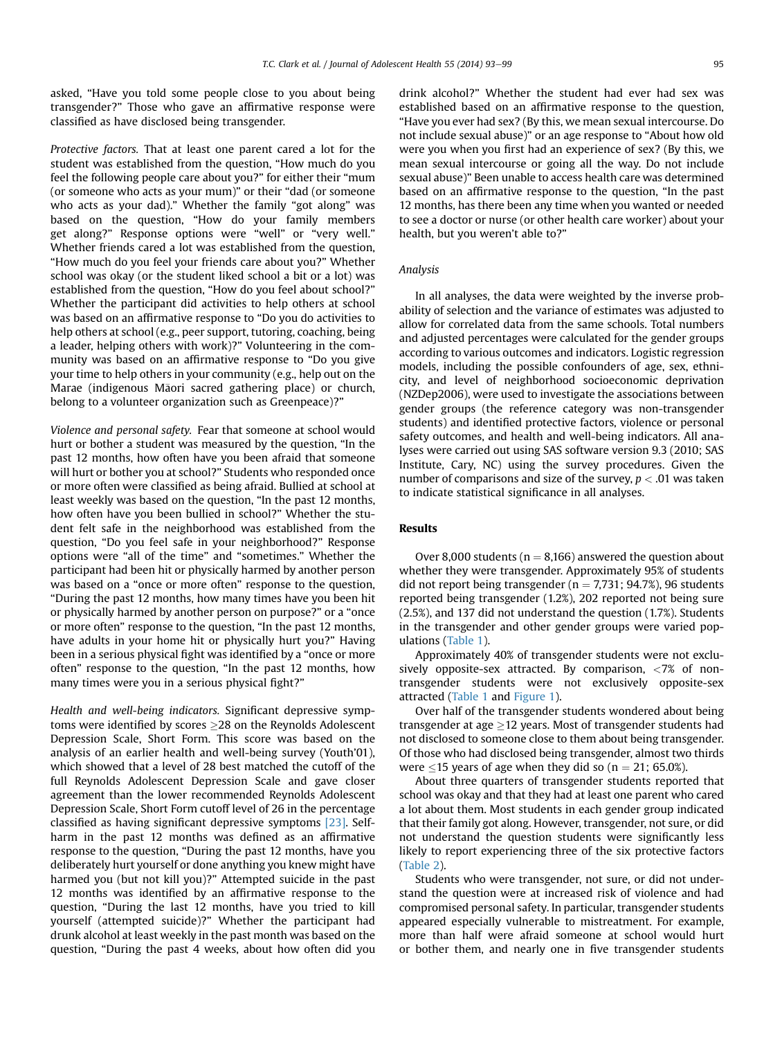asked, "Have you told some people close to you about being transgender?" Those who gave an affirmative response were classified as have disclosed being transgender.

*Protective factors.* That at least one parent cared a lot for the student was established from the question, "How much do you feel the following people care about you?" for either their "mum (or someone who acts as your mum)" or their "dad (or someone who acts as your dad)." Whether the family "got along" was based on the question, "How do your family members get along?" Response options were "well" or "very well." Whether friends cared a lot was established from the question, "How much do you feel your friends care about you?" Whether school was okay (or the student liked school a bit or a lot) was established from the question, "How do you feel about school?" Whether the participant did activities to help others at school was based on an affirmative response to "Do you do activities to help others at school (e.g., peer support, tutoring, coaching, being a leader, helping others with work)?" Volunteering in the community was based on an affirmative response to "Do you give your time to help others in your community (e.g., help out on the Marae (indigenous Māori sacred gathering place) or church, belong to a volunteer organization such as Greenpeace)?"

*Violence and personal safety.* Fear that someone at school would hurt or bother a student was measured by the question, "In the past 12 months, how often have you been afraid that someone will hurt or bother you at school?" Students who responded once or more often were classified as being afraid. Bullied at school at least weekly was based on the question, "In the past 12 months, how often have you been bullied in school?" Whether the student felt safe in the neighborhood was established from the question, "Do you feel safe in your neighborhood?" Response options were "all of the time" and "sometimes." Whether the participant had been hit or physically harmed by another person was based on a "once or more often" response to the question, "During the past 12 months, how many times have you been hit or physically harmed by another person on purpose?" or a "once or more often" response to the question, "In the past 12 months, have adults in your home hit or physically hurt you?" Having been in a serious physical fight was identified by a "once or more often" response to the question, "In the past 12 months, how many times were you in a serious physical fight?"

*Health and well-being indicators.* Significant depressive symptoms were identified by scores $\geq$28 on the Reynolds Adolescent Depression Scale, Short Form. This score was based on the analysis of an earlier health and well-being survey (Youth'01), which showed that a level of 28 best matched the cutoff of the full Reynolds Adolescent Depression Scale and gave closer agreement than the lower recommended Reynolds Adolescent Depression Scale, Short Form cutoff level of 26 in the percentage classified as having significant depressive symptoms [23]. Self-harm in the past 12 months was defined as an affirmative response to the question, "During the past 12 months, have you deliberately hurt yourself or done anything you knew might have harmed you (but not kill you)?" Attempted suicide in the past 12 months was identified by an affirmative response to the question, "During the last 12 months, have you tried to kill yourself (attempted suicide)?" Whether the participant had drunk alcohol at least weekly in the past month was based on the question, "During the past 4 weeks, about how often did you drink alcohol?" Whether the student had ever had sex was established based on an affirmative response to the question, "Have you ever had sex? (By this, we mean sexual intercourse. Do not include sexual abuse)" or an age response to "About how old were you when you first had an experience of sex? (By this, we mean sexual intercourse or going all the way. Do not include sexual abuse)" Been unable to access health care was determined based on an affirmative response to the question, "In the past 12 months, has there been any time when you wanted or needed to see a doctor or nurse (or other health care worker) about your health, but you weren't able to?"

### Analysis

In all analyses, the data were weighted by the inverse probability of selection and the variance of estimates was adjusted to allow for correlated data from the same schools. Total numbers and adjusted percentages were calculated for the gender groups according to various outcomes and indicators. Logistic regression models, including the possible confounders of age, sex, ethnicity, and level of neighborhood socioeconomic deprivation (NZDep2006), were used to investigate the associations between gender groups (the reference category was non-transgender students) and identified protective factors, violence or personal safety outcomes, and health and well-being indicators. All analyses were carried out using SAS software version 9.3 (2010; SAS Institute, Cary, NC) using the survey procedures. Given the number of comparisons and size of the survey, $p < .01$ was taken to indicate statistical significance in all analyses.

## Results

Over 8,000 students ($n = 8,166$) answered the question about whether they were transgender. Approximately 95% of students did not report being transgender ($n = 7,731$; 94.7%), 96 students reported being transgender (1.2%), 202 reported not being sure (2.5%), and 137 did not understand the question (1.7%). Students in the transgender and other gender groups were varied populations (Table 1).

Approximately 40% of transgender students were not exclusively opposite-sex attracted. By comparison, <7% of non-transgender students were not exclusively opposite-sex attracted (Table 1 and Figure 1).

Over half of the transgender students wondered about being transgender at age $\geq$12 years. Most of transgender students had not disclosed to someone close to them about being transgender. Of those who had disclosed being transgender, almost two thirds were $\leq$15 years of age when they did so ($n = 21$; 65.0%).

About three quarters of transgender students reported that school was okay and that they had at least one parent who cared a lot about them. Most students in each gender group indicated that their family got along. However, transgender, not sure, or did not understand the question students were significantly less likely to report experiencing three of the six protective factors (Table 2).

Students who were transgender, not sure, or did not understand the question were at increased risk of violence and had compromised personal safety. In particular, transgender students appeared especially vulnerable to mistreatment. For example, more than half were afraid someone at school would hurt or bother them, and nearly one in five transgender students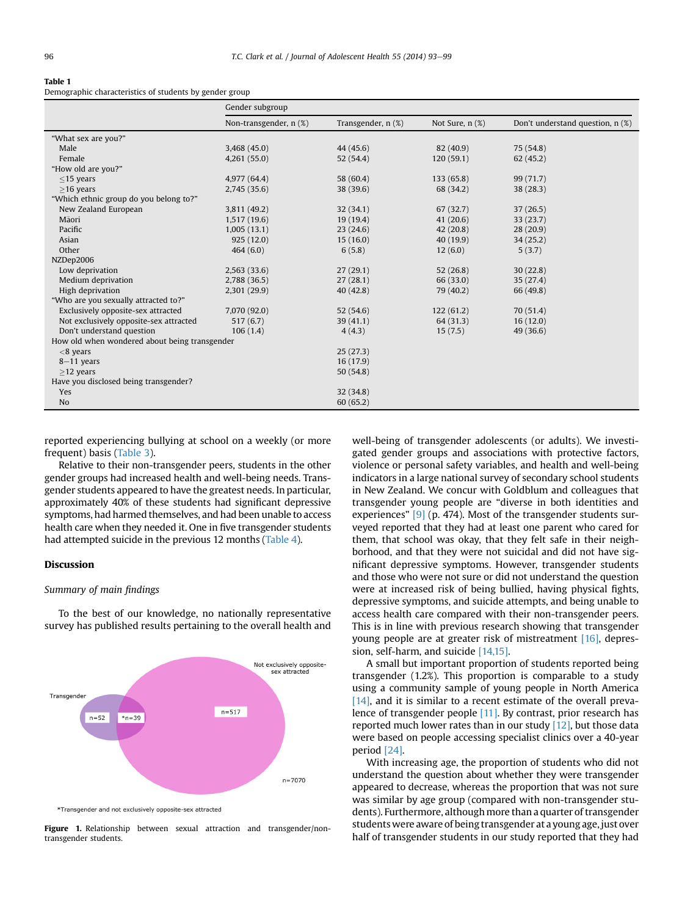**Table 1**
Demographic characteristics of students by gender group

| | Gender subgroup | | | |
|---|---|---|---|---|
| | Non-transgender, n (%) | Transgender, n (%) | Not Sure, n (%) | Don't understand question, n (%) |
| "What sex are you?" | | | | |
| Male | 3,468 (45.0) | 44 (45.6) | 82 (40.9) | 75 (54.8) |
| Female | 4,261 (55.0) | 52 (54.4) | 120 (59.1) | 62 (45.2) |
| "How old are you?" | | | | |
| ≤15 years | 4,977 (64.4) | 58 (60.4) | 133 (65.8) | 99 (71.7) |
| ≥16 years | 2,745 (35.6) | 38 (39.6) | 68 (34.2) | 38 (28.3) |
| "Which ethnic group do you belong to?" | | | | |
| New Zealand European | 3,811 (49.2) | 32 (34.1) | 67 (32.7) | 37 (26.5) |
| Māori | 1,517 (19.6) | 19 (19.4) | 41 (20.6) | 33 (23.7) |
| Pacific | 1,005 (13.1) | 23 (24.6) | 42 (20.8) | 28 (20.9) |
| Asian | 925 (12.0) | 15 (16.0) | 40 (19.9) | 34 (25.2) |
| Other | 464 (6.0) | 6 (5.8) | 12 (6.0) | 5 (3.7) |
| NZDep2006 | | | | |
| Low deprivation | 2,563 (33.6) | 27 (29.1) | 52 (26.8) | 30 (22.8) |
| Medium deprivation | 2,788 (36.5) | 27 (28.1) | 66 (33.0) | 35 (27.4) |
| High deprivation | 2,301 (29.9) | 40 (42.8) | 79 (40.2) | 66 (49.8) |
| "Who are you sexually attracted to?" | | | | |
| Exclusively opposite-sex attracted | 7,070 (92.0) | 52 (54.6) | 122 (61.2) | 70 (51.4) |
| Not exclusively opposite-sex attracted | 517 (6.7) | 39 (41.1) | 64 (31.3) | 16 (12.0) |
| Don't understand question | 106 (1.4) | 4 (4.3) | 15 (7.5) | 49 (36.6) |
| How old when wondered about being transgender | | | | |
| <8 years | | 25 (27.3) | | |
| 8–11 years | | 16 (17.9) | | |
| ≥12 years | | 50 (54.8) | | |
| Have you disclosed being transgender? | | | | |
| Yes | | 32 (34.8) | | |
| No | | 60 (65.2) | | |

reported experiencing bullying at school on a weekly (or more frequent) basis (Table 3).

Relative to their non-transgender peers, students in the other gender groups had increased health and well-being needs. Transgender students appeared to have the greatest needs. In particular, approximately 40% of these students had significant depressive symptoms, had harmed themselves, and had been unable to access health care when they needed it. One in five transgender students had attempted suicide in the previous 12 months (Table 4).

## Discussion

### *Summary of main findings*

To the best of our knowledge, no nationally representative survey has published results pertaining to the overall health and well-being of transgender adolescents (or adults). We investigated gender groups and associations with protective factors, violence or personal safety variables, and health and well-being indicators in a large national survey of secondary school students in New Zealand. We concur with Goldblum and colleagues that transgender young people are "diverse in both identities and experiences" [9] (p. 474). Most of the transgender students surveyed reported that they had at least one parent who cared for them, that school was okay, that they felt safe in their neighborhood, and that they were not suicidal and did not have significant depressive symptoms. However, transgender students and those who were not sure or did not understand the question were at increased risk of being bullied, having physical fights, depressive symptoms, and suicide attempts, and being unable to access health care compared with their non-transgender peers. This is in line with previous research showing that transgender young people are at greater risk of mistreatment [16], depression, self-harm, and suicide [14,15].

A small but important proportion of students reported being transgender (1.2%). This proportion is comparable to a study using a community sample of young people in North America [14], and it is similar to a recent estimate of the overall prevalence of transgender people [11]. By contrast, prior research has reported much lower rates than in our study [12], but those data were based on people accessing specialist clinics over a 40-year period [24].

With increasing age, the proportion of students who did not understand the question about whether they were transgender appeared to decrease, whereas the proportion that was not sure was similar by age group (compared with non-transgender students). Furthermore, although more than a quarter of transgender students were aware of being transgender at a young age, just over half of transgender students in our study reported that they had

Transgender | n=52 | *n=39 | n=517 | Not exclusively opposite-sex attracted | n=7070

*Transgender and not exclusively opposite-sex attracted

**Figure 1.** Relationship between sexual attraction and transgender/non-transgender students.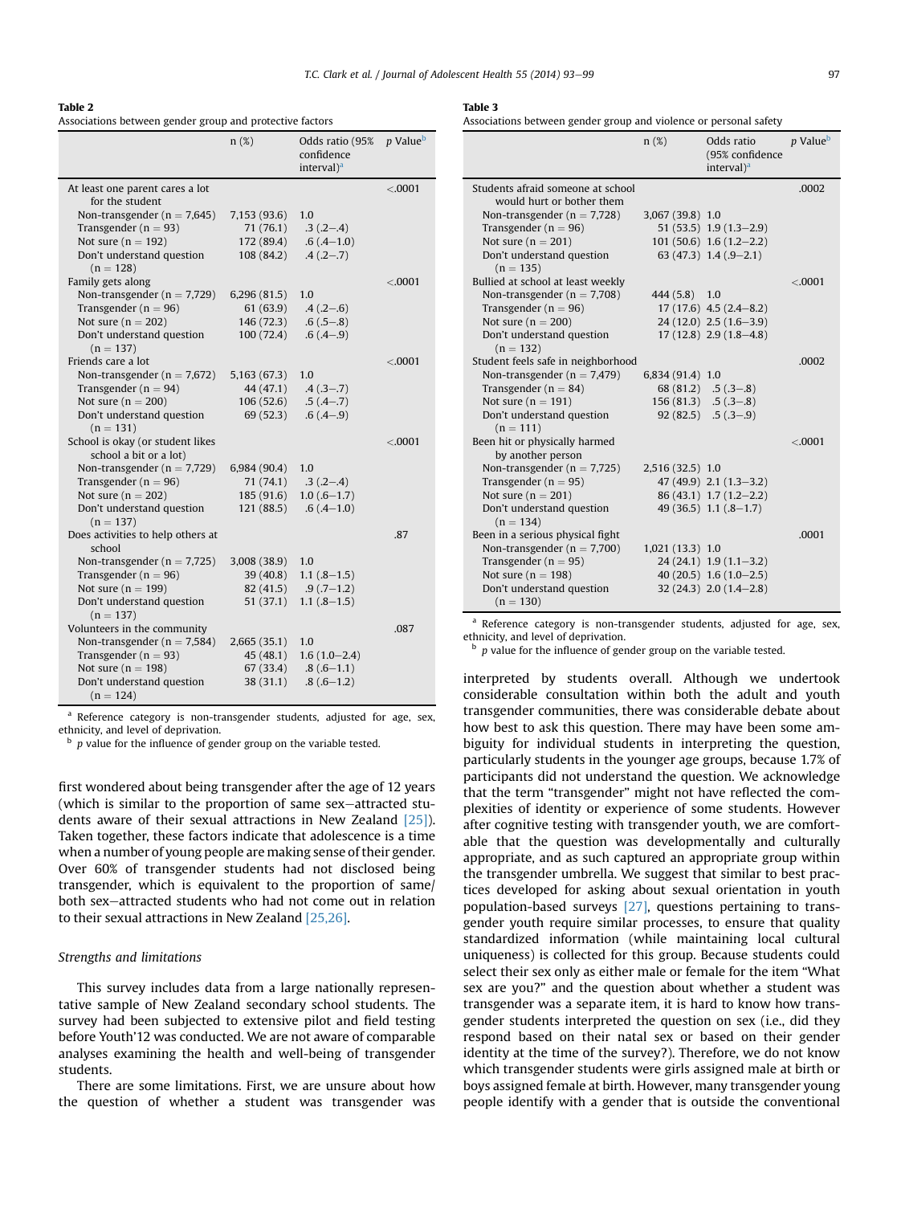**Table 2**
Associations between gender group and protective factors

| | n (%) | Odds ratio (95% confidence interval)[a] | p Value[b] |
|---|---|---|---|
| At least one parent cares a lot for the student | | | <.0001 |
| Non-transgender (n = 7,645) | 7,153 (93.6) | 1.0 | |
| Transgender (n = 93) | 71 (76.1) | .3 (.2–.4) | |
| Not sure (n = 192) | 172 (89.4) | .6 (.4–1.0) | |
| Don't understand question (n = 128) | 108 (84.2) | .4 (.2–.7) | |
| Family gets along | | | <.0001 |
| Non-transgender (n = 7,729) | 6,296 (81.5) | 1.0 | |
| Transgender (n = 96) | 61 (63.9) | .4 (.2–.6) | |
| Not sure (n = 202) | 146 (72.3) | .6 (.5–.8) | |
| Don't understand question (n = 137) | 100 (72.4) | .6 (.4–.9) | |
| Friends care a lot | | | <.0001 |
| Non-transgender (n = 7,672) | 5,163 (67.3) | 1.0 | |
| Transgender (n = 94) | 44 (47.1) | .4 (.3–.7) | |
| Not sure (n = 200) | 106 (52.6) | .5 (.4–.7) | |
| Don't understand question (n = 131) | 69 (52.3) | .6 (.4–.9) | |
| School is okay (or student likes school a bit or a lot) | | | <.0001 |
| Non-transgender (n = 7,729) | 6,984 (90.4) | 1.0 | |
| Transgender (n = 96) | 71 (74.1) | .3 (.2–.4) | |
| Not sure (n = 202) | 185 (91.6) | 1.0 (.6–1.7) | |
| Don't understand question (n = 137) | 121 (88.5) | .6 (.4–1.0) | |
| Does activities to help others at school | | | .87 |
| Non-transgender (n = 7,725) | 3,008 (38.9) | 1.0 | |
| Transgender (n = 96) | 39 (40.8) | 1.1 (.8–1.5) | |
| Not sure (n = 199) | 82 (41.5) | .9 (.7–1.2) | |
| Don't understand question (n = 137) | 51 (37.1) | 1.1 (.8–1.5) | |
| Volunteers in the community | | | .087 |
| Non-transgender (n = 7,584) | 2,665 (35.1) | 1.0 | |
| Transgender (n = 93) | 45 (48.1) | 1.6 (1.0–2.4) | |
| Not sure (n = 198) | 67 (33.4) | .8 (.6–1.1) | |
| Don't understand question (n = 124) | 38 (31.1) | .8 (.6–1.2) | |

[a] Reference category is non-transgender students, adjusted for age, sex, ethnicity, and level of deprivation.
[b] p value for the influence of gender group on the variable tested.

**Table 3**
Associations between gender group and violence or personal safety

| | n (%) | Odds ratio (95% confidence interval)[a] | p Value[b] |
|---|---|---|---|
| Students afraid someone at school would hurt or bother them | | | .0002 |
| Non-transgender (n = 7,728) | 3,067 (39.8) | 1.0 | |
| Transgender (n = 96) | 51 (53.5) | 1.9 (1.3–2.9) | |
| Not sure (n = 201) | 101 (50.6) | 1.6 (1.2–2.2) | |
| Don't understand question (n = 135) | 63 (47.3) | 1.4 (.9–2.1) | |
| Bullied at school at least weekly | | | <.0001 |
| Non-transgender (n = 7,708) | 444 (5.8) | 1.0 | |
| Transgender (n = 96) | 17 (17.6) | 4.5 (2.4–8.2) | |
| Not sure (n = 200) | 24 (12.0) | 2.5 (1.6–3.9) | |
| Don't understand question (n = 132) | 17 (12.8) | 2.9 (1.8–4.8) | |
| Student feels safe in neighborhood | | | .0002 |
| Non-transgender (n = 7,479) | 6,834 (91.4) | 1.0 | |
| Transgender (n = 84) | 68 (81.2) | .5 (.3–.8) | |
| Not sure (n = 191) | 156 (81.3) | .5 (.3–.8) | |
| Don't understand question (n = 111) | 92 (82.5) | .5 (.3–.9) | |
| Been hit or physically harmed by another person | | | <.0001 |
| Non-transgender (n = 7,725) | 2,516 (32.5) | 1.0 | |
| Transgender (n = 95) | 47 (49.9) | 2.1 (1.3–3.2) | |
| Not sure (n = 201) | 86 (43.1) | 1.7 (1.2–2.2) | |
| Don't understand question (n = 134) | 49 (36.5) | 1.1 (.8–1.7) | |
| Been in a serious physical fight | | | .0001 |
| Non-transgender (n = 7,700) | 1,021 (13.3) | 1.0 | |
| Transgender (n = 95) | 24 (24.1) | 1.9 (1.1–3.2) | |
| Not sure (n = 198) | 40 (20.5) | 1.6 (1.0–2.5) | |
| Don't understand question (n = 130) | 32 (24.3) | 2.0 (1.4–2.8) | |

[a] Reference category is non-transgender students, adjusted for age, sex, ethnicity, and level of deprivation.
[b] p value for the influence of gender group on the variable tested.

first wondered about being transgender after the age of 12 years (which is similar to the proportion of same sex–attracted students aware of their sexual attractions in New Zealand [25]). Taken together, these factors indicate that adolescence is a time when a number of young people are making sense of their gender. Over 60% of transgender students had not disclosed being transgender, which is equivalent to the proportion of same/both sex–attracted students who had not come out in relation to their sexual attractions in New Zealand [25,26].

### Strengths and limitations

This survey includes data from a large nationally representative sample of New Zealand secondary school students. The survey had been subjected to extensive pilot and field testing before Youth'12 was conducted. We are not aware of comparable analyses examining the health and well-being of transgender students.

There are some limitations. First, we are unsure about how the question of whether a student was transgender was interpreted by students overall. Although we undertook considerable consultation within both the adult and youth transgender communities, there was considerable debate about how best to ask this question. There may have been some ambiguity for individual students in interpreting the question, particularly students in the younger age groups, because 1.7% of participants did not understand the question. We acknowledge that the term "transgender" might not have reflected the complexities of identity or experience of some students. However after cognitive testing with transgender youth, we are comfortable that the question was developmentally and culturally appropriate, and as such captured an appropriate group within the transgender umbrella. We suggest that similar to best practices developed for asking about sexual orientation in youth population-based surveys [27], questions pertaining to transgender youth require similar processes, to ensure that quality standardized information (while maintaining local cultural uniqueness) is collected for this group. Because students could select their sex only as either male or female for the item "What sex are you?" and the question about whether a student was transgender was a separate item, it is hard to know how transgender students interpreted the question on sex (i.e., did they respond based on their natal sex or based on their gender identity at the time of the survey?). Therefore, we do not know which transgender students were girls assigned male at birth or boys assigned female at birth. However, many transgender young people identify with a gender that is outside the conventional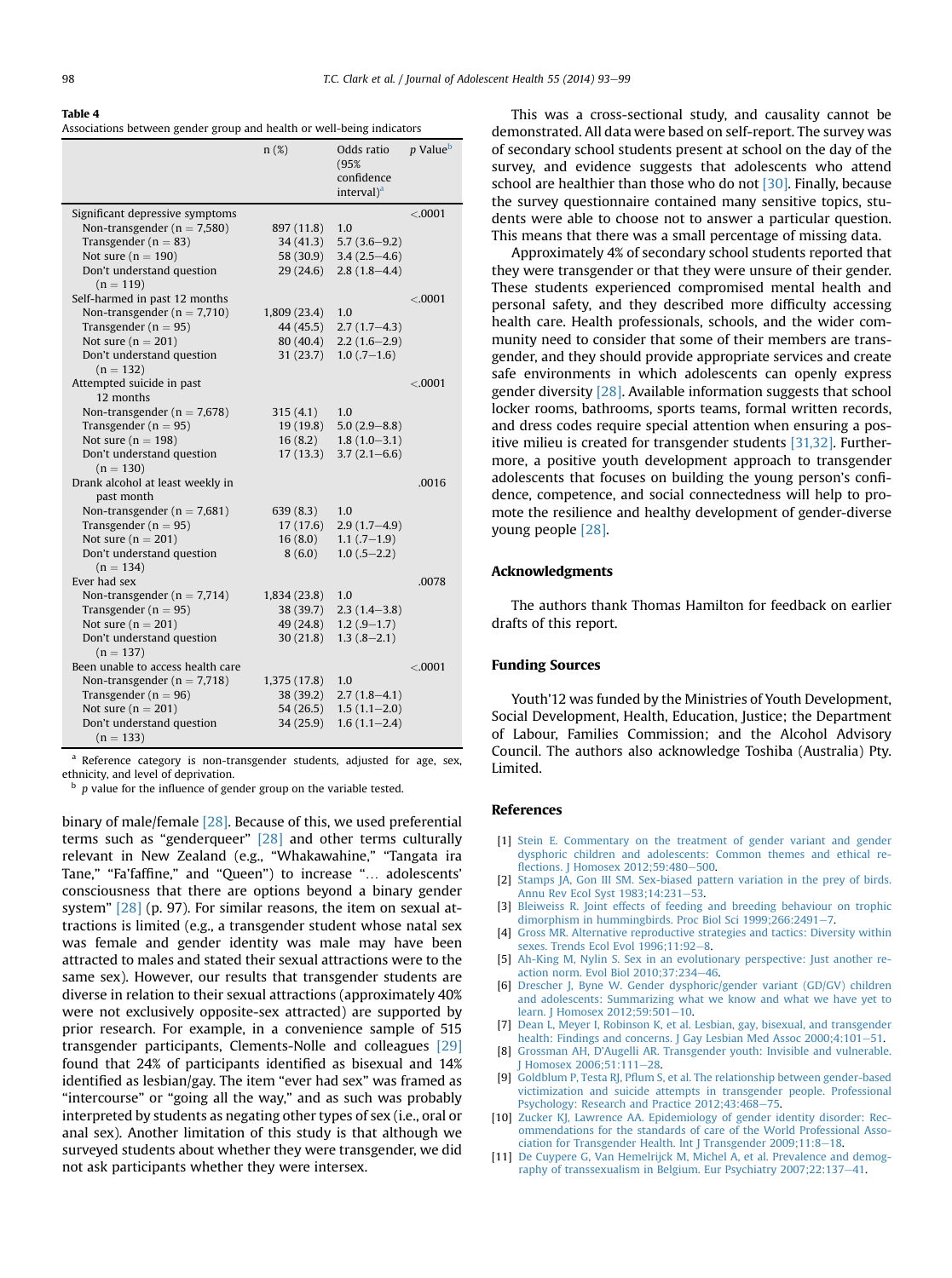**Table 4**
Associations between gender group and health or well-being indicators

| | n (%) | Odds ratio (95% confidence interval)[a] | p Value[b] |
|---|---|---|---|
| Significant depressive symptoms | | | <.0001 |
| Non-transgender (n = 7,580) | 897 (11.8) | 1.0 | |
| Transgender (n = 83) | 34 (41.3) | 5.7 (3.6–9.2) | |
| Not sure (n = 190) | 58 (30.9) | 3.4 (2.5–4.6) | |
| Don't understand question (n = 119) | 29 (24.6) | 2.8 (1.8–4.4) | |
| Self-harmed in past 12 months | | | <.0001 |
| Non-transgender (n = 7,710) | 1,809 (23.4) | 1.0 | |
| Transgender (n = 95) | 44 (45.5) | 2.7 (1.7–4.3) | |
| Not sure (n = 201) | 80 (40.4) | 2.2 (1.6–2.9) | |
| Don't understand question (n = 132) | 31 (23.7) | 1.0 (.7–1.6) | |
| Attempted suicide in past 12 months | | | <.0001 |
| Non-transgender (n = 7,678) | 315 (4.1) | 1.0 | |
| Transgender (n = 95) | 19 (19.8) | 5.0 (2.9–8.8) | |
| Not sure (n = 198) | 16 (8.2) | 1.8 (1.0–3.1) | |
| Don't understand question (n = 130) | 17 (13.3) | 3.7 (2.1–6.6) | |
| Drank alcohol at least weekly in past month | | | .0016 |
| Non-transgender (n = 7,681) | 639 (8.3) | 1.0 | |
| Transgender (n = 95) | 17 (17.6) | 2.9 (1.7–4.9) | |
| Not sure (n = 201) | 16 (8.0) | 1.1 (.7–1.9) | |
| Don't understand question (n = 134) | 8 (6.0) | 1.0 (.5–2.2) | |
| Ever had sex | | | .0078 |
| Non-transgender (n = 7,714) | 1,834 (23.8) | 1.0 | |
| Transgender (n = 95) | 38 (39.7) | 2.3 (1.4–3.8) | |
| Not sure (n = 201) | 49 (24.8) | 1.2 (.9–1.7) | |
| Don't understand question (n = 137) | 30 (21.8) | 1.3 (.8–2.1) | |
| Been unable to access health care | | | <.0001 |
| Non-transgender (n = 7,718) | 1,375 (17.8) | 1.0 | |
| Transgender (n = 96) | 38 (39.2) | 2.7 (1.8–4.1) | |
| Not sure (n = 201) | 54 (26.5) | 1.5 (1.1–2.0) | |
| Don't understand question (n = 133) | 34 (25.9) | 1.6 (1.1–2.4) | |

[a] Reference category is non-transgender students, adjusted for age, sex, ethnicity, and level of deprivation.
[b] p value for the influence of gender group on the variable tested.

binary of male/female [28]. Because of this, we used preferential terms such as "genderqueer" [28] and other terms culturally relevant in New Zealand (e.g., "Whakawahine," "Tangata ira Tane," "Fa'affine," and "Queen") to increase "... adolescents' consciousness that there are options beyond a binary gender system" [28] (p. 97). For similar reasons, the item on sexual attractions is limited (e.g., a transgender student whose natal sex was female and gender identity was male may have been attracted to males and stated their sexual attractions were to the same sex). However, our results that transgender students are diverse in relation to their sexual attractions (approximately 40% were not exclusively opposite-sex attracted) are supported by prior research. For example, in a convenience sample of 515 transgender participants, Clements-Nolle and colleagues [29] found that 24% of participants identified as bisexual and 14% identified as lesbian/gay. The item "ever had sex" was framed as "intercourse" or "going all the way," and as such was probably interpreted by students as negating other types of sex (i.e., oral or anal sex). Another limitation of this study is that although we surveyed students about whether they were transgender, we did not ask participants whether they were intersex.

This was a cross-sectional study, and causality cannot be demonstrated. All data were based on self-report. The survey was of secondary school students present at school on the day of the survey, and evidence suggests that adolescents who attend school are healthier than those who do not [30]. Finally, because the survey questionnaire contained many sensitive topics, students were able to choose not to answer a particular question. This means that there was a small percentage of missing data.

Approximately 4% of secondary school students reported that they were transgender or that they were unsure of their gender. These students experienced compromised mental health and personal safety, and they described more difficulty accessing health care. Health professionals, schools, and the wider community need to consider that some of their members are transgender, and they should provide appropriate services and create safe environments in which adolescents can openly express gender diversity [28]. Available information suggests that school locker rooms, bathrooms, sports teams, formal written records, and dress codes require special attention when ensuring a positive milieu is created for transgender students [31,32]. Furthermore, a positive youth development approach to transgender adolescents that focuses on building the young person's confidence, competence, and social connectedness will help to promote the resilience and healthy development of gender-diverse young people [28].

## Acknowledgments

The authors thank Thomas Hamilton for feedback on earlier drafts of this report.

## Funding Sources

Youth'12 was funded by the Ministries of Youth Development, Social Development, Health, Education, Justice; the Department of Labour, Families Commission; and the Alcohol Advisory Council. The authors also acknowledge Toshiba (Australia) Pty. Limited.

## References

[1] Stein E. Commentary on the treatment of gender variant and gender dysphoric children and adolescents: Common themes and ethical reflections. J Homosex 2012;59:480–500.
[2] Stamps JA, Gon III SM. Sex-biased pattern variation in the prey of birds. Annu Rev Ecol Syst 1983;14:231–53.
[3] Bleiweiss R. Joint effects of feeding and breeding behaviour on trophic dimorphism in hummingbirds. Proc Biol Sci 1999;266:2491–7.
[4] Gross MR. Alternative reproductive strategies and tactics: Diversity within sexes. Trends Ecol Evol 1996;11:92–8.
[5] Ah-King M, Nylin S. Sex in an evolutionary perspective: Just another reaction norm. Evol Biol 2010;37:234–46.
[6] Drescher J, Byne W. Gender dysphoric/gender variant (GD/GV) children and adolescents: Summarizing what we know and what we have yet to learn. J Homosex 2012;59:501–10.
[7] Dean L, Meyer I, Robinson K, et al. Lesbian, gay, bisexual, and transgender health: Findings and concerns. J Gay Lesbian Med Assoc 2000;4:101–51.
[8] Grossman AH, D'Augelli AR. Transgender youth: Invisible and vulnerable. J Homosex 2006;51:111–28.
[9] Goldblum P, Testa RJ, Pflum S, et al. The relationship between gender-based victimization and suicide attempts in transgender people. Professional Psychology: Research and Practice 2012;43:468–75.
[10] Zucker KJ, Lawrence AA. Epidemiology of gender identity disorder: Recommendations for the standards of care of the World Professional Association for Transgender Health. Int J Transgender 2009;11:8–18.
[11] De Cuypere G, Van Hemelrijck M, Michel A, et al. Prevalence and demography of transsexualism in Belgium. Eur Psychiatry 2007;22:137–41.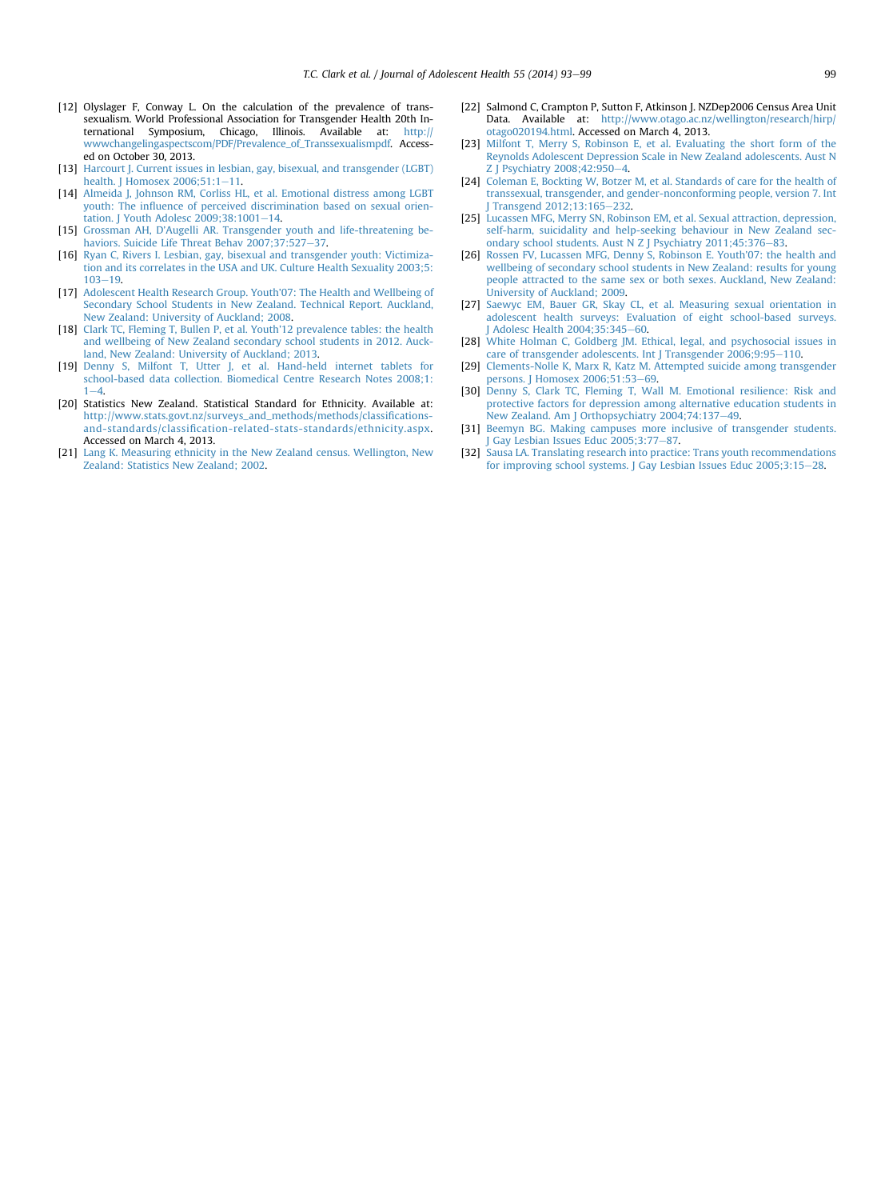[12] Olyslager F, Conway L. On the calculation of the prevalence of transsexualism. World Professional Association for Transgender Health 20th International Symposium, Chicago, Illinois. Available at: http://wwwchangelingaspectscom/PDF/Prevalence_of_Transsexualismpdf. Accessed on October 30, 2013.

[13] Harcourt J. Current issues in lesbian, gay, bisexual, and transgender (LGBT) health. J Homosex 2006;51:1–11.

[14] Almeida J, Johnson RM, Corliss HL, et al. Emotional distress among LGBT youth: The influence of perceived discrimination based on sexual orientation. J Youth Adolesc 2009;38:1001–14.

[15] Grossman AH, D'Augelli AR. Transgender youth and life-threatening behaviors. Suicide Life Threat Behav 2007;37:527–37.

[16] Ryan C, Rivers I. Lesbian, gay, bisexual and transgender youth: Victimization and its correlates in the USA and UK. Culture Health Sexuality 2003;5:103–19.

[17] Adolescent Health Research Group. Youth'07: The Health and Wellbeing of Secondary School Students in New Zealand. Technical Report. Auckland, New Zealand: University of Auckland; 2008.

[18] Clark TC, Fleming T, Bullen P, et al. Youth'12 prevalence tables: the health and wellbeing of New Zealand secondary school students in 2012. Auckland, New Zealand: University of Auckland; 2013.

[19] Denny S, Milfont T, Utter J, et al. Hand-held internet tablets for school-based data collection. Biomedical Centre Research Notes 2008;1:1–4.

[20] Statistics New Zealand. Statistical Standard for Ethnicity. Available at: http://www.stats.govt.nz/surveys_and_methods/methods/classifications-and-standards/classification-related-stats-standards/ethnicity.aspx. Accessed on March 4, 2013.

[21] Lang K. Measuring ethnicity in the New Zealand census. Wellington, New Zealand: Statistics New Zealand; 2002.

[22] Salmond C, Crampton P, Sutton F, Atkinson J. NZDep2006 Census Area Unit Data. Available at: http://www.otago.ac.nz/wellington/research/hirp/otago020194.html. Accessed on March 4, 2013.

[23] Milfont T, Merry S, Robinson E, et al. Evaluating the short form of the Reynolds Adolescent Depression Scale in New Zealand adolescents. Aust N Z J Psychiatry 2008;42:950–4.

[24] Coleman E, Bockting W, Botzer M, et al. Standards of care for the health of transsexual, transgender, and gender-nonconforming people, version 7. Int J Transgend 2012;13:165–232.

[25] Lucassen MFG, Merry SN, Robinson EM, et al. Sexual attraction, depression, self-harm, suicidality and help-seeking behaviour in New Zealand secondary school students. Aust N Z J Psychiatry 2011;45:376–83.

[26] Rossen FV, Lucassen MFG, Denny S, Robinson E. Youth'07: the health and wellbeing of secondary school students in New Zealand: results for young people attracted to the same sex or both sexes. Auckland, New Zealand: University of Auckland; 2009.

[27] Saewyc EM, Bauer GR, Skay CL, et al. Measuring sexual orientation in adolescent health surveys: Evaluation of eight school-based surveys. J Adolesc Health 2004;35:345–60.

[28] White Holman C, Goldberg JM. Ethical, legal, and psychosocial issues in care of transgender adolescents. Int J Transgender 2006;9:95–110.

[29] Clements-Nolle K, Marx R, Katz M. Attempted suicide among transgender persons. J Homosex 2006;51:53–69.

[30] Denny S, Clark TC, Fleming T, Wall M. Emotional resilience: Risk and protective factors for depression among alternative education students in New Zealand. Am J Orthopsychiatry 2004;74:137–49.

[31] Beemyn BG. Making campuses more inclusive of transgender students. J Gay Lesbian Issues Educ 2005;3:77–87.

[32] Sausa LA. Translating research into practice: Trans youth recommendations for improving school systems. J Gay Lesbian Issues Educ 2005;3:15–28.